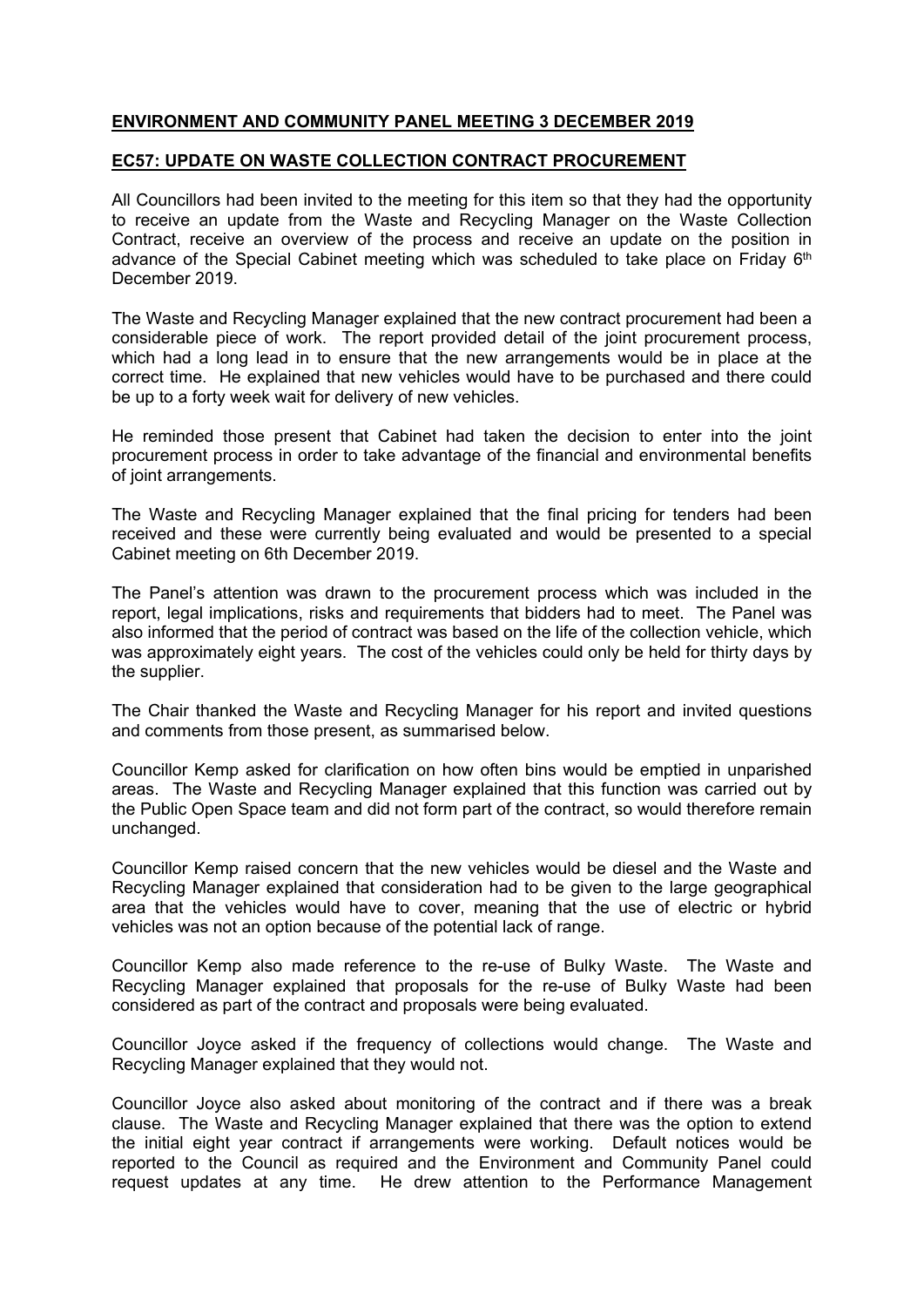**ENVIRONMENT AND COMMUNITY PANEL MEETING 3 DECEMBER 2019**

**EC57: UPDATE ON WASTE COLLECTION CONTRACT PROCUREMENT**

All Councillors had been invited to the meeting for this item so that they had the opportunity to receive an update from the Waste and Recycling Manager on the Waste Collection Contract, receive an overview of the process and receive an update on the position in advance of the Special Cabinet meeting which was scheduled to take place on Friday 6th December 2019.

The Waste and Recycling Manager explained that the new contract procurement had been a considerable piece of work. The report provided detail of the joint procurement process, which had a long lead in to ensure that the new arrangements would be in place at the correct time. He explained that new vehicles would have to be purchased and there could be up to a forty week wait for delivery of new vehicles.

He reminded those present that Cabinet had taken the decision to enter into the joint procurement process in order to take advantage of the financial and environmental benefits of joint arrangements.

The Waste and Recycling Manager explained that the final pricing for tenders had been received and these were currently being evaluated and would be presented to a special Cabinet meeting on 6th December 2019.

The Panel's attention was drawn to the procurement process which was included in the report, legal implications, risks and requirements that bidders had to meet. The Panel was also informed that the period of contract was based on the life of the collection vehicle, which was approximately eight years. The cost of the vehicles could only be held for thirty days by the supplier.

The Chair thanked the Waste and Recycling Manager for his report and invited questions and comments from those present, as summarised below.

Councillor Kemp asked for clarification on how often bins would be emptied in unparished areas. The Waste and Recycling Manager explained that this function was carried out by the Public Open Space team and did not form part of the contract, so would therefore remain unchanged.

Councillor Kemp raised concern that the new vehicles would be diesel and the Waste and Recycling Manager explained that consideration had to be given to the large geographical area that the vehicles would have to cover, meaning that the use of electric or hybrid vehicles was not an option because of the potential lack of range.

Councillor Kemp also made reference to the re-use of Bulky Waste. The Waste and Recycling Manager explained that proposals for the re-use of Bulky Waste had been considered as part of the contract and proposals were being evaluated.

Councillor Joyce asked if the frequency of collections would change. The Waste and Recycling Manager explained that they would not.

Councillor Joyce also asked about monitoring of the contract and if there was a break clause. The Waste and Recycling Manager explained that there was the option to extend the initial eight year contract if arrangements were working. Default notices would be reported to the Council as required and the Environment and Community Panel could request updates at any time. He drew attention to the Performance Management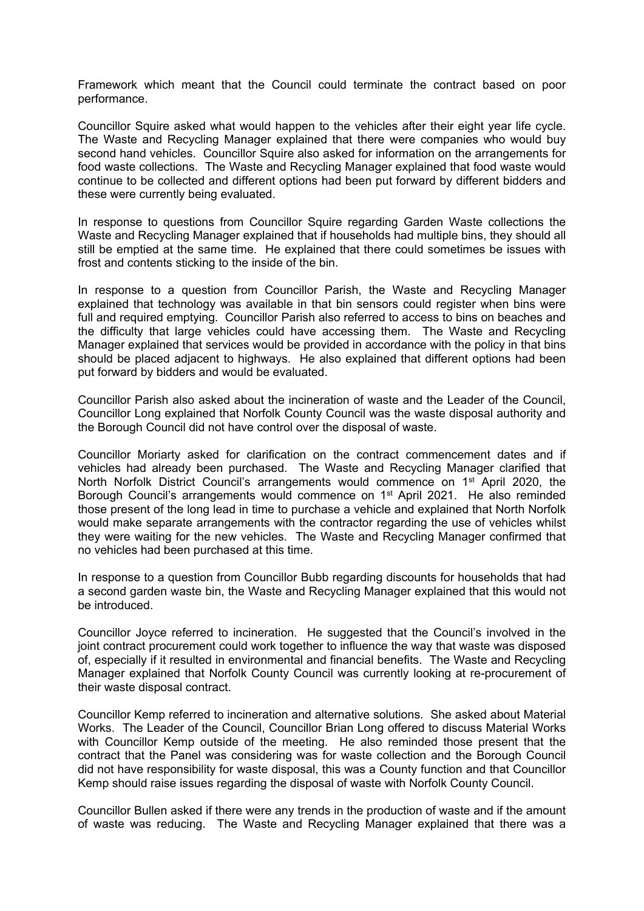Framework which meant that the Council could terminate the contract based on poor performance.

Councillor Squire asked what would happen to the vehicles after their eight year life cycle. The Waste and Recycling Manager explained that there were companies who would buy second hand vehicles. Councillor Squire also asked for information on the arrangements for food waste collections. The Waste and Recycling Manager explained that food waste would continue to be collected and different options had been put forward by different bidders and these were currently being evaluated.

In response to questions from Councillor Squire regarding Garden Waste collections the Waste and Recycling Manager explained that if households had multiple bins, they should all still be emptied at the same time. He explained that there could sometimes be issues with frost and contents sticking to the inside of the bin.

In response to a question from Councillor Parish, the Waste and Recycling Manager explained that technology was available in that bin sensors could register when bins were full and required emptying. Councillor Parish also referred to access to bins on beaches and the difficulty that large vehicles could have accessing them. The Waste and Recycling Manager explained that services would be provided in accordance with the policy in that bins should be placed adjacent to highways. He also explained that different options had been put forward by bidders and would be evaluated.

Councillor Parish also asked about the incineration of waste and the Leader of the Council, Councillor Long explained that Norfolk County Council was the waste disposal authority and the Borough Council did not have control over the disposal of waste.

Councillor Moriarty asked for clarification on the contract commencement dates and if vehicles had already been purchased. The Waste and Recycling Manager clarified that North Norfolk District Council's arrangements would commence on 1st April 2020, the Borough Council's arrangements would commence on 1st April 2021. He also reminded those present of the long lead in time to purchase a vehicle and explained that North Norfolk would make separate arrangements with the contractor regarding the use of vehicles whilst they were waiting for the new vehicles. The Waste and Recycling Manager confirmed that no vehicles had been purchased at this time.

In response to a question from Councillor Bubb regarding discounts for households that had a second garden waste bin, the Waste and Recycling Manager explained that this would not be introduced.

Councillor Joyce referred to incineration. He suggested that the Council's involved in the joint contract procurement could work together to influence the way that waste was disposed of, especially if it resulted in environmental and financial benefits. The Waste and Recycling Manager explained that Norfolk County Council was currently looking at re-procurement of their waste disposal contract.

Councillor Kemp referred to incineration and alternative solutions. She asked about Material Works. The Leader of the Council, Councillor Brian Long offered to discuss Material Works with Councillor Kemp outside of the meeting. He also reminded those present that the contract that the Panel was considering was for waste collection and the Borough Council did not have responsibility for waste disposal, this was a County function and that Councillor Kemp should raise issues regarding the disposal of waste with Norfolk County Council.

Councillor Bullen asked if there were any trends in the production of waste and if the amount of waste was reducing. The Waste and Recycling Manager explained that there was a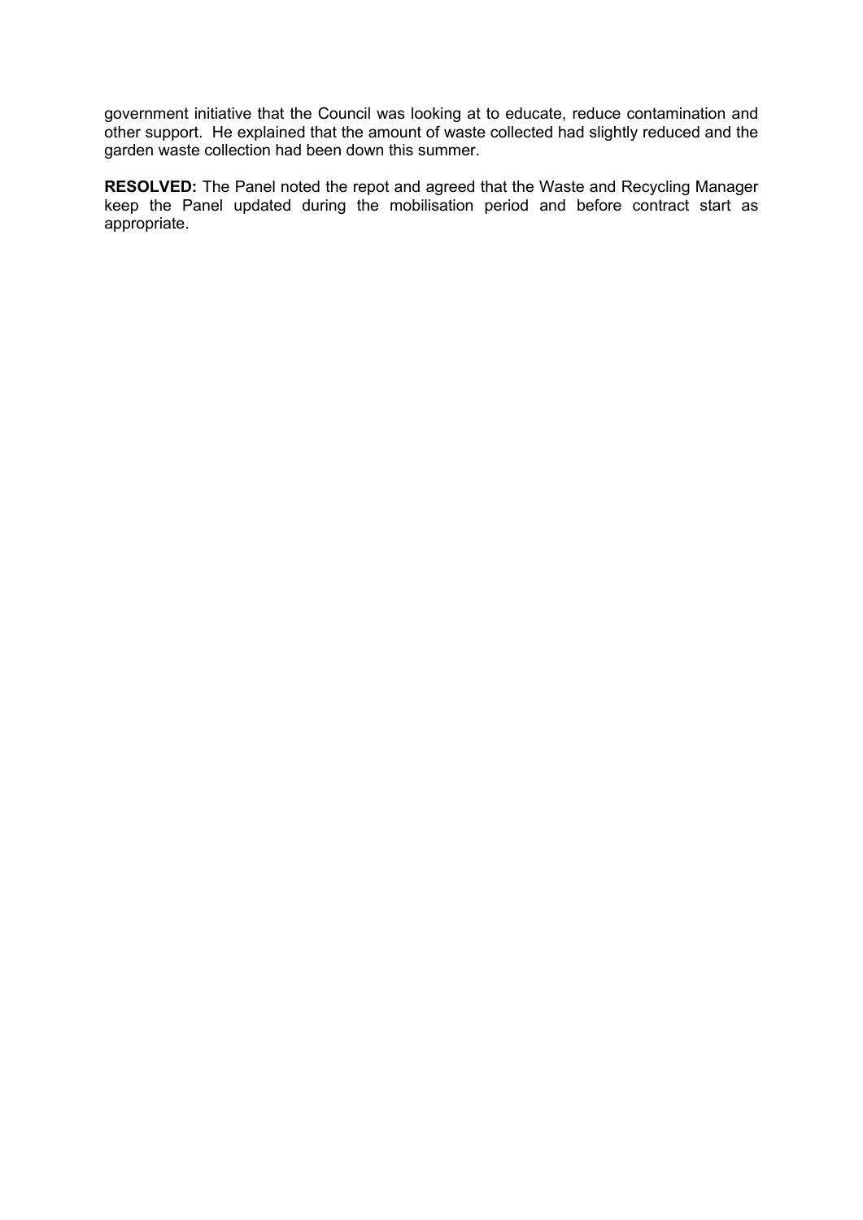government initiative that the Council was looking at to educate, reduce contamination and other support. He explained that the amount of waste collected had slightly reduced and the garden waste collection had been down this summer.

**RESOLVED:** The Panel noted the repot and agreed that the Waste and Recycling Manager keep the Panel updated during the mobilisation period and before contract start as appropriate.